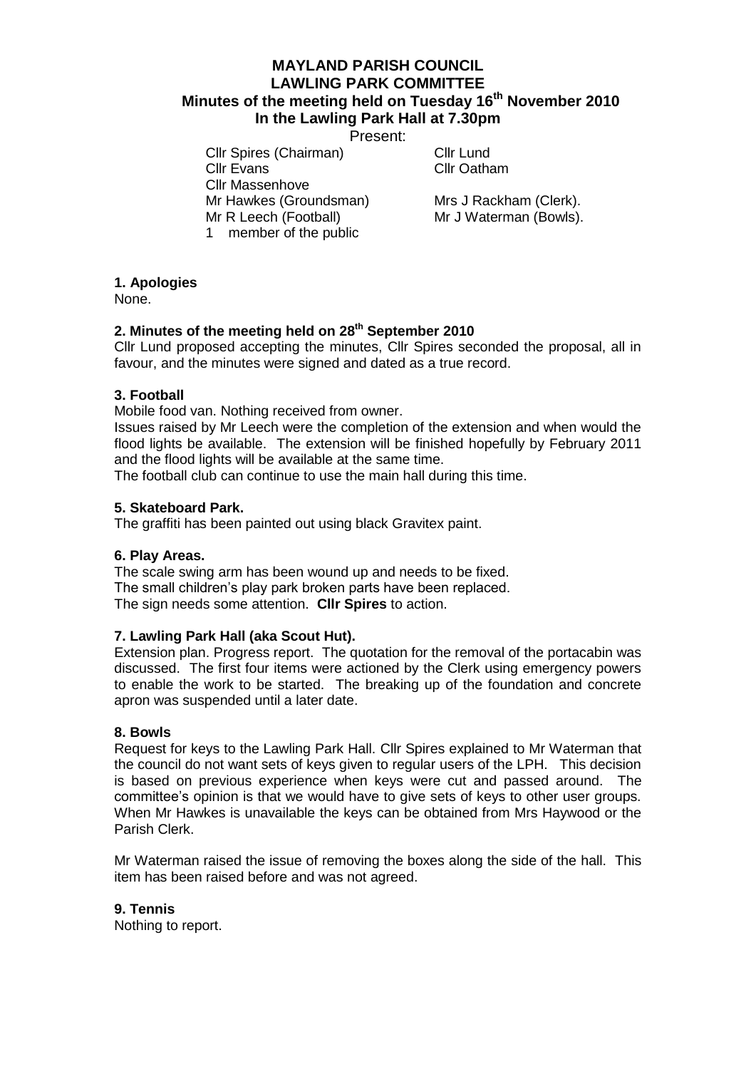# MAYLAND PARISH COUNCIL
## LAWLING PARK COMMITTEE
### Minutes of the meeting held on Tuesday 16th November 2010 In the Lawling Park Hall at 7.30pm

Present:

Cllr Spires (Chairman)
Cllr Lund
Cllr Evans
Cllr Oatham
Cllr Massenhove
Mr Hawkes (Groundsman)
Mrs J Rackham (Clerk).
Mr R Leech (Football)
Mr J Waterman (Bowls).
1 member of the public

**1. Apologies**

None.

**2. Minutes of the meeting held on 28th September 2010**

Cllr Lund proposed accepting the minutes, Cllr Spires seconded the proposal, all in favour, and the minutes were signed and dated as a true record.

**3. Football**

Mobile food van. Nothing received from owner.

Issues raised by Mr Leech were the completion of the extension and when would the flood lights be available. The extension will be finished hopefully by February 2011 and the flood lights will be available at the same time.

The football club can continue to use the main hall during this time.

**5. Skateboard Park.**

The graffiti has been painted out using black Gravitex paint.

**6. Play Areas.**

The scale swing arm has been wound up and needs to be fixed.
The small children's play park broken parts have been replaced.
The sign needs some attention. **Cllr Spires** to action.

**7. Lawling Park Hall (aka Scout Hut).**

Extension plan. Progress report. The quotation for the removal of the portacabin was discussed. The first four items were actioned by the Clerk using emergency powers to enable the work to be started. The breaking up of the foundation and concrete apron was suspended until a later date.

**8. Bowls**

Request for keys to the Lawling Park Hall. Cllr Spires explained to Mr Waterman that the council do not want sets of keys given to regular users of the LPH. This decision is based on previous experience when keys were cut and passed around. The committee's opinion is that we would have to give sets of keys to other user groups. When Mr Hawkes is unavailable the keys can be obtained from Mrs Haywood or the Parish Clerk.

Mr Waterman raised the issue of removing the boxes along the side of the hall. This item has been raised before and was not agreed.

**9. Tennis**

Nothing to report.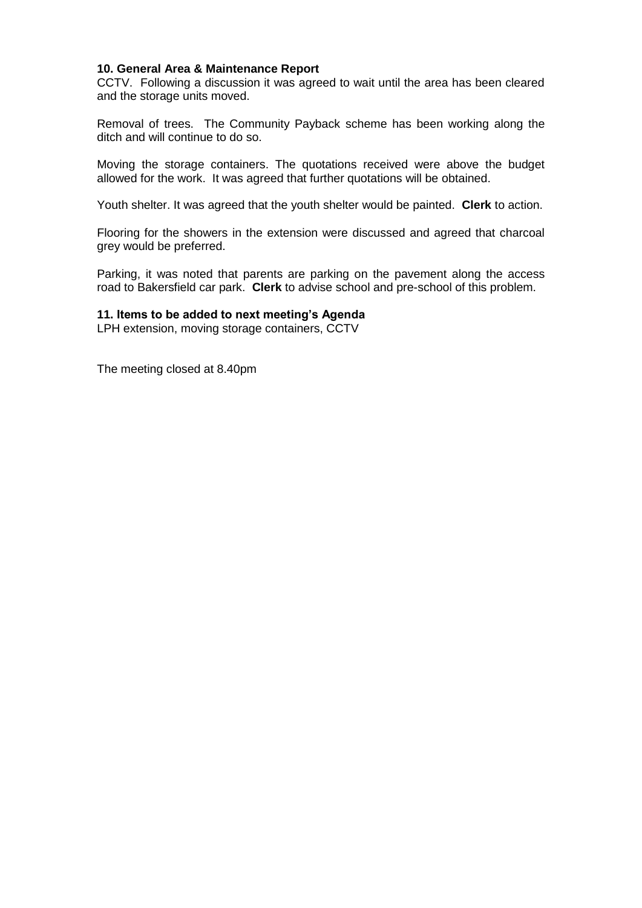### 10. General Area & Maintenance Report

CCTV. Following a discussion it was agreed to wait until the area has been cleared and the storage units moved.

Removal of trees. The Community Payback scheme has been working along the ditch and will continue to do so.

Moving the storage containers. The quotations received were above the budget allowed for the work. It was agreed that further quotations will be obtained.

Youth shelter. It was agreed that the youth shelter would be painted. **Clerk** to action.

Flooring for the showers in the extension were discussed and agreed that charcoal grey would be preferred.

Parking, it was noted that parents are parking on the pavement along the access road to Bakersfield car park. **Clerk** to advise school and pre-school of this problem.

### 11. Items to be added to next meeting's Agenda

LPH extension, moving storage containers, CCTV

The meeting closed at 8.40pm